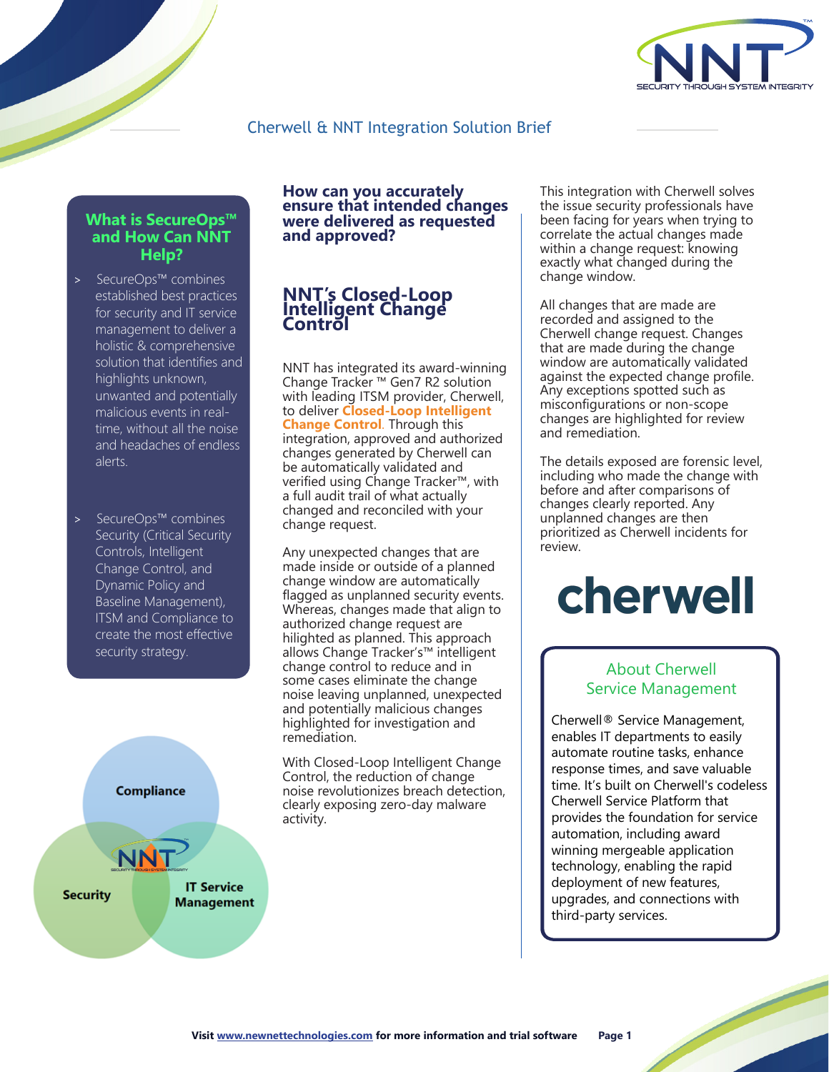# Cherwell & NNT Integration Solution Brief

## What is SecureOps™ and How Can NNT Help?

- SecureOps™ combines established best practices for security and IT service management to deliver a holistic & comprehensive solution that identifies and highlights unknown, unwanted and potentially malicious events in real-time, without all the noise and headaches of endless alerts.
- SecureOps™ combines Security (Critical Security Controls, Intelligent Change Control, and Dynamic Policy and Baseline Management), ITSM and Compliance to create the most effective security strategy.

Compliance

Security

IT Service Management

## How can you accurately ensure that intended changes were delivered as requested and approved?

## NNT's Closed-Loop Intelligent Change Control

NNT has integrated its award-winning Change Tracker ™ Gen7 R2 solution with leading ITSM provider, Cherwell, to deliver **Closed-Loop Intelligent Change Control**. Through this integration, approved and authorized changes generated by Cherwell can be automatically validated and verified using Change Tracker™, with a full audit trail of what actually changed and reconciled with your change request.

Any unexpected changes that are made inside or outside of a planned change window are automatically flagged as unplanned security events. Whereas, changes made that align to authorized change request are hilighted as planned. This approach allows Change Tracker's™ intelligent change control to reduce and in some cases eliminate the change noise leaving unplanned, unexpected and potentially malicious changes highlighted for investigation and remediation.

With Closed-Loop Intelligent Change Control, the reduction of change noise revolutionizes breach detection, clearly exposing zero-day malware activity.

This integration with Cherwell solves the issue security professionals have been facing for years when trying to correlate the actual changes made within a change request: knowing exactly what changed during the change window.

All changes that are made are recorded and assigned to the Cherwell change request. Changes that are made during the change window are automatically validated against the expected change profile. Any exceptions spotted such as misconfigurations or non-scope changes are highlighted for review and remediation.

The details exposed are forensic level, including who made the change with before and after comparisons of changes clearly reported. Any unplanned changes are then prioritized as Cherwell incidents for review.

cherwell

### About Cherwell Service Management

Cherwell® Service Management, enables IT departments to easily automate routine tasks, enhance response times, and save valuable time. It's built on Cherwell's codeless Cherwell Service Platform that provides the foundation for service automation, including award winning mergeable application technology, enabling the rapid deployment of new features, upgrades, and connections with third-party services.

**Visit www.newnettechnologies.com for more information and trial software**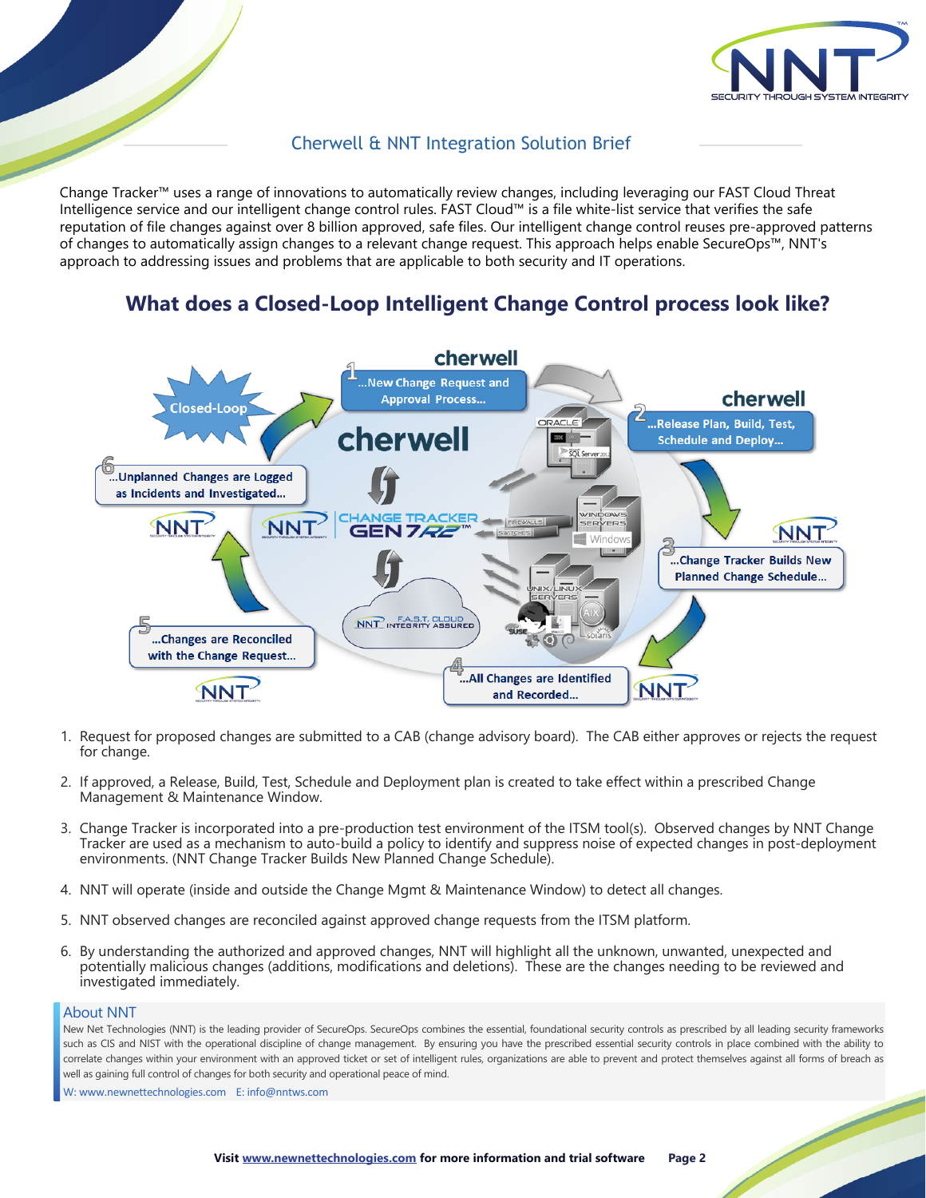Cherwell & NNT Integration Solution Brief

Change Tracker™ uses a range of innovations to automatically review changes, including leveraging our FAST Cloud Threat Intelligence service and our intelligent change control rules. FAST Cloud™ is a file white-list service that verifies the safe reputation of file changes against over 8 billion approved, safe files. Our intelligent change control reuses pre-approved patterns of changes to automatically assign changes to a relevant change request. This approach helps enable SecureOps™, NNT's approach to addressing issues and problems that are applicable to both security and IT operations.

## What does a Closed-Loop Intelligent Change Control process look like?

cherwell

Closed-Loop

1 ...New Change Request and Approval Process...

2 ...Release Plan, Build, Test, Schedule and Deploy...

3 ...Change Tracker Builds New Planned Change Schedule...

4 ...All Changes are Identified and Recorded...

5 ...Changes are Reconciled with the Change Request...

6 ...Unplanned Changes are Logged as Incidents and Investigated...

CHANGE TRACKER GEN 7R2™

NNT F.A.S.T. CLOUD INTEGRITY ASSURED

1. Request for proposed changes are submitted to a CAB (change advisory board). The CAB either approves or rejects the request for change.

2. If approved, a Release, Build, Test, Schedule and Deployment plan is created to take effect within a prescribed Change Management & Maintenance Window.

3. Change Tracker is incorporated into a pre-production test environment of the ITSM tool(s). Observed changes by NNT Change Tracker are used as a mechanism to auto-build a policy to identify and suppress noise of expected changes in post-deployment environments. (NNT Change Tracker Builds New Planned Change Schedule).

4. NNT will operate (inside and outside the Change Mgmt & Maintenance Window) to detect all changes.

5. NNT observed changes are reconciled against approved change requests from the ITSM platform.

6. By understanding the authorized and approved changes, NNT will highlight all the unknown, unwanted, unexpected and potentially malicious changes (additions, modifications and deletions). These are the changes needing to be reviewed and investigated immediately.

### About NNT

New Net Technologies (NNT) is the leading provider of SecureOps. SecureOps combines the essential, foundational security controls as prescribed by all leading security frameworks such as CIS and NIST with the operational discipline of change management. By ensuring you have the prescribed essential security controls in place combined with the ability to correlate changes within your environment with an approved ticket or set of intelligent rules, organizations are able to prevent and protect themselves against all forms of breach as well as gaining full control of changes for both security and operational peace of mind.

W: www.newnettechnologies.com E: info@nntws.com

**Visit www.newnettechnologies.com for more information and trial software**